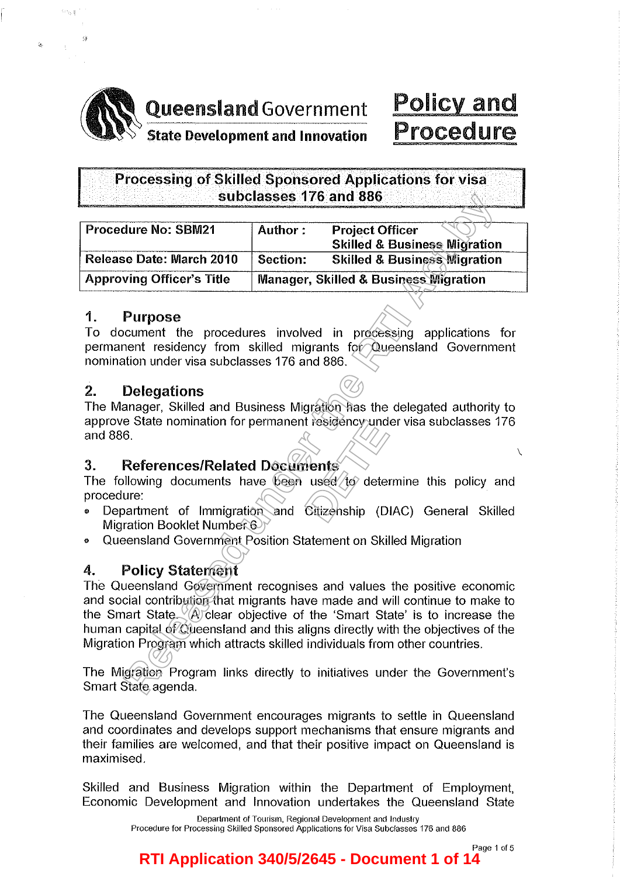Queensland Government
State Development and Innovation

# Policy and Procedure

## Processing of Skilled Sponsored Applications for visa subclasses 176 and 886

| Procedure No: SBM21 | Author : | Project Officer Skilled & Business Migration |
|---|---|---|
| Release Date: March 2010 | Section: | Skilled & Business Migration |
| Approving Officer's Title | Manager, Skilled & Business Migration | |

### 1. Purpose

To document the procedures involved in processing applications for permanent residency from skilled migrants for Queensland Government nomination under visa subclasses 176 and 886.

### 2. Delegations

The Manager, Skilled and Business Migration has the delegated authority to approve State nomination for permanent residency under visa subclasses 176 and 886.

### 3. References/Related Documents

The following documents have been used to determine this policy and procedure:

- Department of Immigration and Citizenship (DIAC) General Skilled Migration Booklet Number 6
- Queensland Government Position Statement on Skilled Migration

### 4. Policy Statement

The Queensland Government recognises and values the positive economic and social contribution that migrants have made and will continue to make to the Smart State. A clear objective of the 'Smart State' is to increase the human capital of Queensland and this aligns directly with the objectives of the Migration Program which attracts skilled individuals from other countries.

The Migration Program links directly to initiatives under the Government's Smart State agenda.

The Queensland Government encourages migrants to settle in Queensland and coordinates and develops support mechanisms that ensure migrants and their families are welcomed, and that their positive impact on Queensland is maximised.

Skilled and Business Migration within the Department of Employment, Economic Development and Innovation undertakes the Queensland State

Department of Tourism, Regional Development and Industry
Procedure for Processing Skilled Sponsored Applications for Visa Subclasses 176 and 886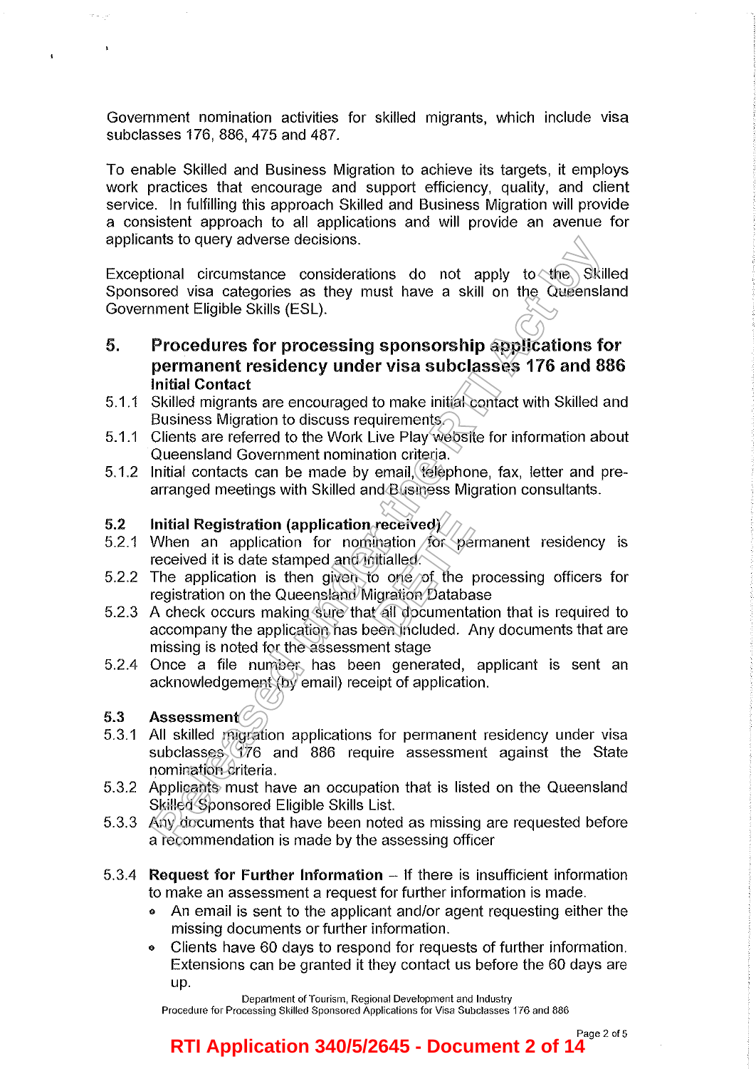Government nomination activities for skilled migrants, which include visa subclasses 176, 886, 475 and 487.

To enable Skilled and Business Migration to achieve its targets, it employs work practices that encourage and support efficiency, quality, and client service. In fulfilling this approach Skilled and Business Migration will provide a consistent approach to all applications and will provide an avenue for applicants to query adverse decisions.

Exceptional circumstance considerations do not apply to the Skilled Sponsored visa categories as they must have a skill on the Queensland Government Eligible Skills (ESL).

## 5. Procedures for processing sponsorship applications for permanent residency under visa subclasses 176 and 886

**Initial Contact**

5.1.1 Skilled migrants are encouraged to make initial contact with Skilled and Business Migration to discuss requirements.

5.1.1 Clients are referred to the Work Live Play website for information about Queensland Government nomination criteria.

5.1.2 Initial contacts can be made by email, telephone, fax, letter and pre-arranged meetings with Skilled and Business Migration consultants.

**5.2 Initial Registration (application received)**

5.2.1 When an application for nomination for permanent residency is received it is date stamped and initialled.

5.2.2 The application is then given to one of the processing officers for registration on the Queensland Migration Database

5.2.3 A check occurs making sure that all documentation that is required to accompany the application has been included. Any documents that are missing is noted for the assessment stage

5.2.4 Once a file number has been generated, applicant is sent an acknowledgement (by email) receipt of application.

**5.3 Assessment**

5.3.1 All skilled migration applications for permanent residency under visa subclasses 176 and 886 require assessment against the State nomination criteria.

5.3.2 Applicants must have an occupation that is listed on the Queensland Skilled Sponsored Eligible Skills List.

5.3.3 Any documents that have been noted as missing are requested before a recommendation is made by the assessing officer

5.3.4 **Request for Further Information** – If there is insufficient information to make an assessment a request for further information is made.

- An email is sent to the applicant and/or agent requesting either the missing documents or further information.
- Clients have 60 days to respond for requests of further information. Extensions can be granted it they contact us before the 60 days are up.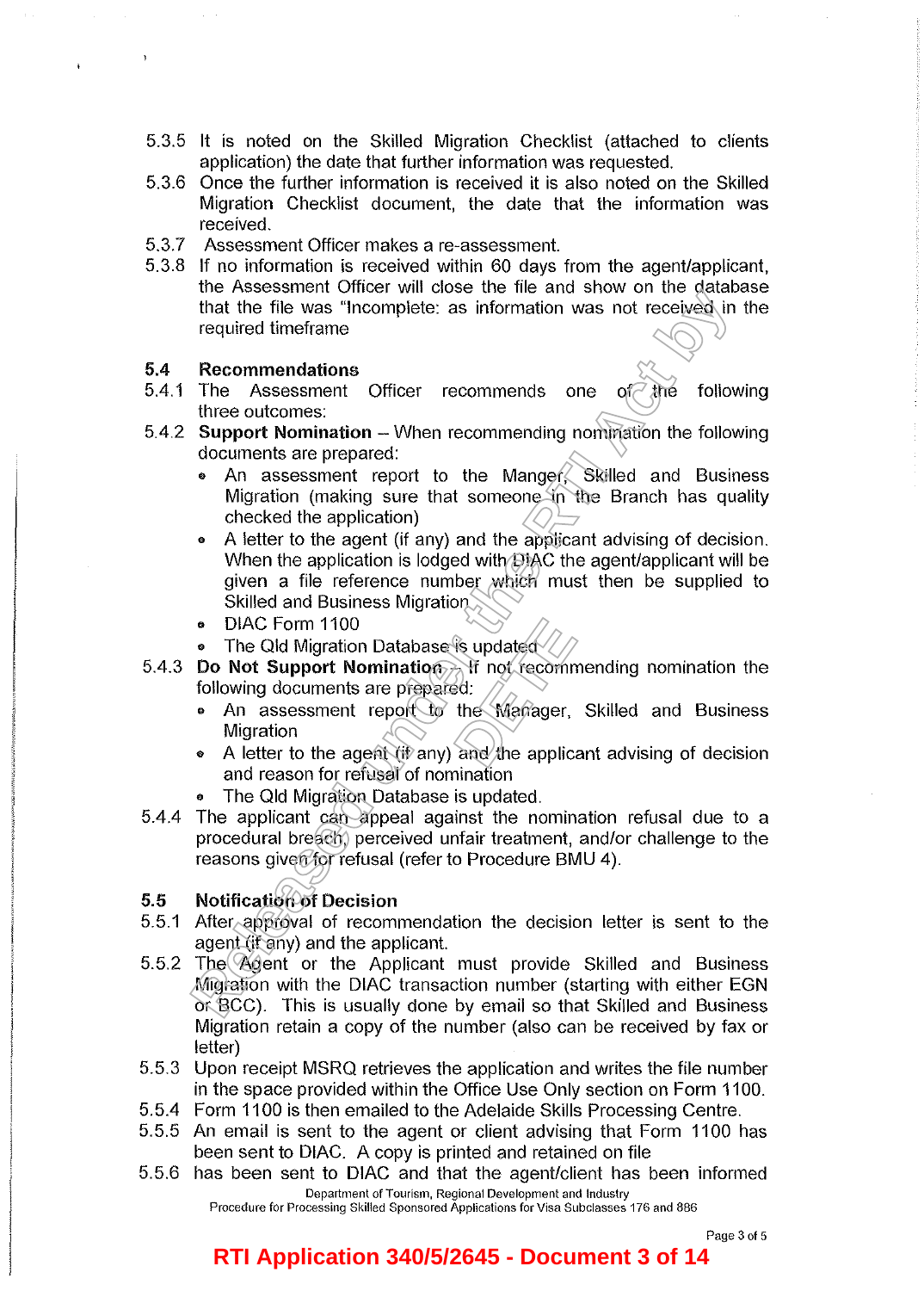5.3.5 It is noted on the Skilled Migration Checklist (attached to clients application) the date that further information was requested.

5.3.6 Once the further information is received it is also noted on the Skilled Migration Checklist document, the date that the information was received.

5.3.7 Assessment Officer makes a re-assessment.

5.3.8 If no information is received within 60 days from the agent/applicant, the Assessment Officer will close the file and show on the database that the file was "Incomplete: as information was not received in the required timeframe

### 5.4 Recommendations

5.4.1 The Assessment Officer recommends one of the following three outcomes:

5.4.2 **Support Nomination** – When recommending nomination the following documents are prepared:

- An assessment report to the Manger, Skilled and Business Migration (making sure that someone in the Branch has quality checked the application)
- A letter to the agent (if any) and the applicant advising of decision. When the application is lodged with DIAC the agent/applicant will be given a file reference number which must then be supplied to Skilled and Business Migration
- DIAC Form 1100
- The Qld Migration Database is updated

5.4.3 **Do Not Support Nomination** – If not recommending nomination the following documents are prepared:

- An assessment report to the Manager, Skilled and Business Migration
- A letter to the agent (if any) and the applicant advising of decision and reason for refusal of nomination
- The Qld Migration Database is updated.

5.4.4 The applicant can appeal against the nomination refusal due to a procedural breach, perceived unfair treatment, and/or challenge to the reasons given for refusal (refer to Procedure BMU 4).

### 5.5 Notification of Decision

5.5.1 After approval of recommendation the decision letter is sent to the agent (if any) and the applicant.

5.5.2 The Agent or the Applicant must provide Skilled and Business Migration with the DIAC transaction number (starting with either EGN or BCC). This is usually done by email so that Skilled and Business Migration retain a copy of the number (also can be received by fax or letter)

5.5.3 Upon receipt MSRQ retrieves the application and writes the file number in the space provided within the Office Use Only section on Form 1100.

5.5.4 Form 1100 is then emailed to the Adelaide Skills Processing Centre.

5.5.5 An email is sent to the agent or client advising that Form 1100 has been sent to DIAC. A copy is printed and retained on file

5.5.6 has been sent to DIAC and that the agent/client has been informed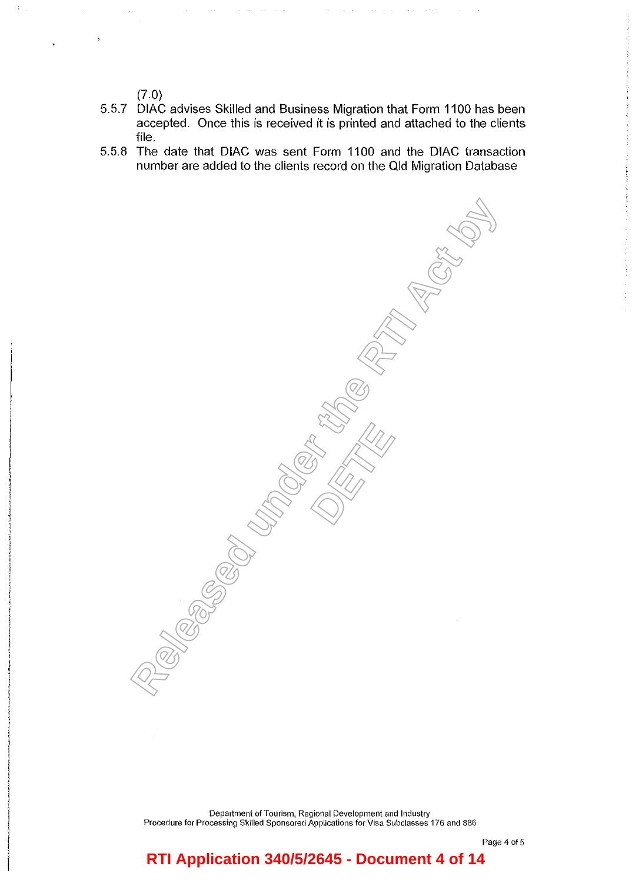(7.0)

5.5.7 DIAC advises Skilled and Business Migration that Form 1100 has been accepted. Once this is received it is printed and attached to the clients file.

5.5.8 The date that DIAC was sent Form 1100 and the DIAC transaction number are added to the clients record on the Qld Migration Database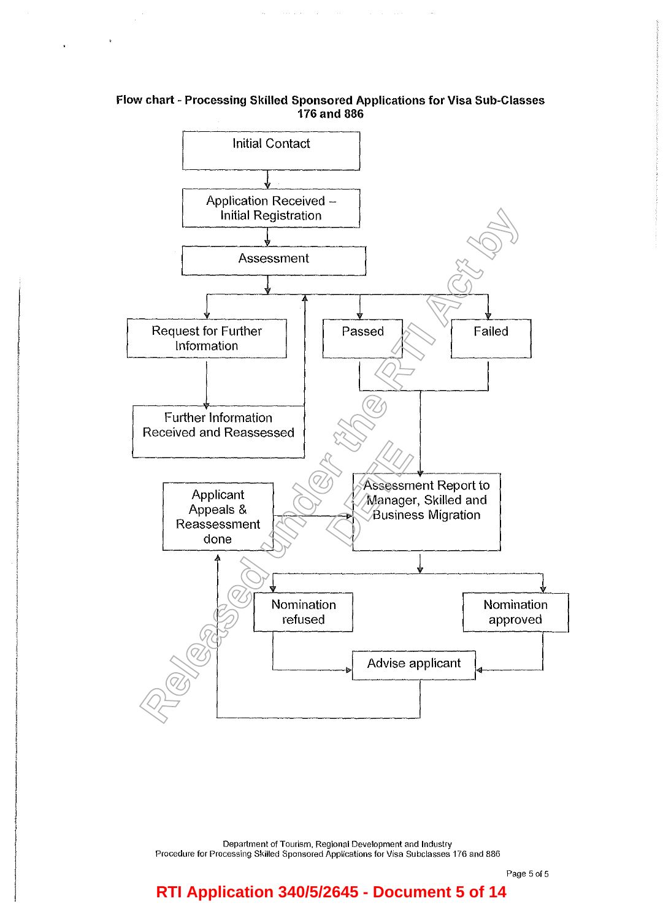**Flow chart - Processing Skilled Sponsored Applications for Visa Sub-Classes 176 and 886**

Initial Contact

Application Received – Initial Registration

Assessment

Request for Further Information

Further Information Received and Reassessed

Passed

Failed

Applicant Appeals & Reassessment done

Assessment Report to Manager, Skilled and Business Migration

Nomination refused

Nomination approved

Advise applicant

Department of Tourism, Regional Development and Industry
Procedure for Processing Skilled Sponsored Applications for Visa Subclasses 176 and 886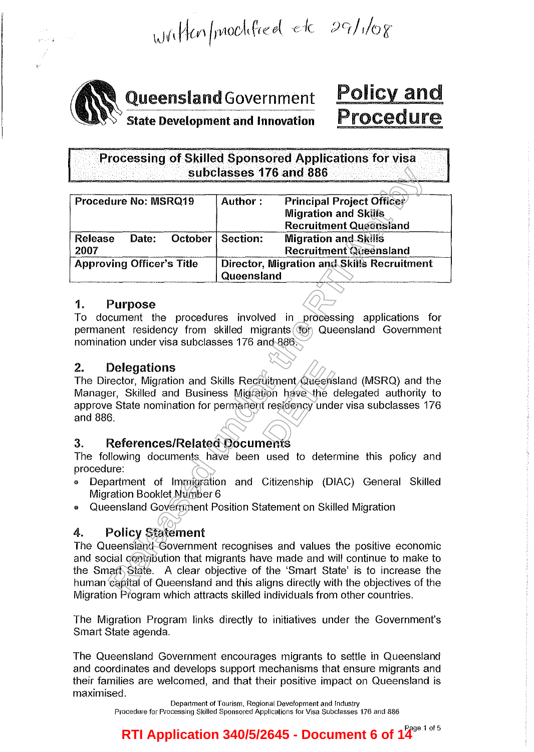written/modified etc 29/1/08

Queensland Government
State Development and Innovation

# Policy and Procedure

## Processing of Skilled Sponsored Applications for visa subclasses 176 and 886

| Procedure No: MSRQ19 | Author : | Principal Project Officer Migration and Skills Recruitment Queensland |
|---|---|---|
| Release Date: October 2007 | Section: | Migration and Skills Recruitment Queensland |
| Approving Officer's Title | Director, Migration and Skills Recruitment Queensland | |

## 1. Purpose

To document the procedures involved in processing applications for permanent residency from skilled migrants for Queensland Government nomination under visa subclasses 176 and 886.

## 2. Delegations

The Director, Migration and Skills Recruitment Queensland (MSRQ) and the Manager, Skilled and Business Migration have the delegated authority to approve State nomination for permanent residency under visa subclasses 176 and 886.

## 3. References/Related Documents

The following documents have been used to determine this policy and procedure:

- Department of Immigration and Citizenship (DIAC) General Skilled Migration Booklet Number 6
- Queensland Government Position Statement on Skilled Migration

## 4. Policy Statement

The Queensland Government recognises and values the positive economic and social contribution that migrants have made and will continue to make to the Smart State. A clear objective of the 'Smart State' is to increase the human capital of Queensland and this aligns directly with the objectives of the Migration Program which attracts skilled individuals from other countries.

The Migration Program links directly to initiatives under the Government's Smart State agenda.

The Queensland Government encourages migrants to settle in Queensland and coordinates and develops support mechanisms that ensure migrants and their families are welcomed, and that their positive impact on Queensland is maximised.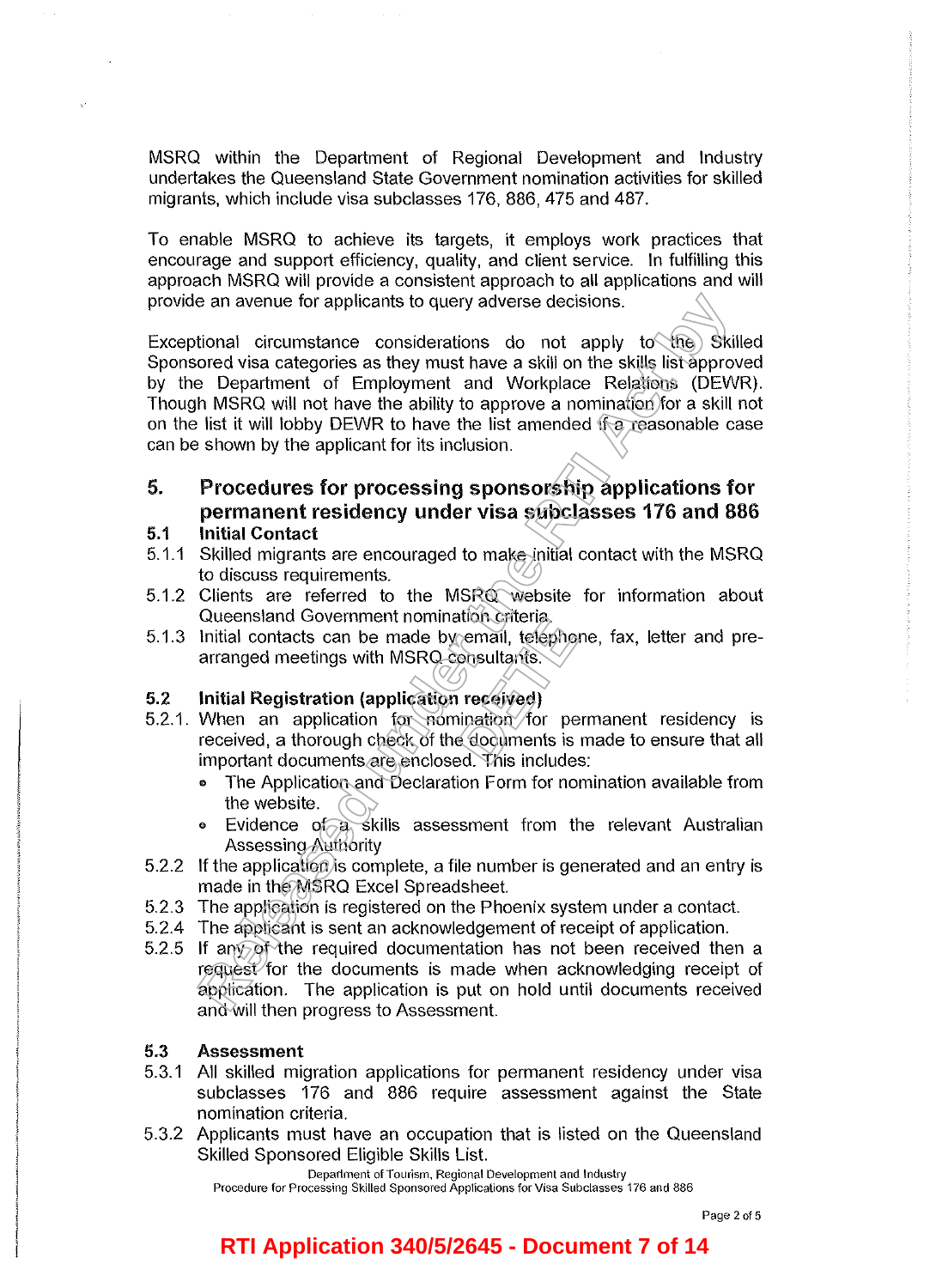MSRQ within the Department of Regional Development and Industry undertakes the Queensland State Government nomination activities for skilled migrants, which include visa subclasses 176, 886, 475 and 487.

To enable MSRQ to achieve its targets, it employs work practices that encourage and support efficiency, quality, and client service. In fulfilling this approach MSRQ will provide a consistent approach to all applications and will provide an avenue for applicants to query adverse decisions.

Exceptional circumstance considerations do not apply to the Skilled Sponsored visa categories as they must have a skill on the skills list approved by the Department of Employment and Workplace Relations (DEWR). Though MSRQ will not have the ability to approve a nomination for a skill not on the list it will lobby DEWR to have the list amended if a reasonable case can be shown by the applicant for its inclusion.

## 5. Procedures for processing sponsorship applications for permanent residency under visa subclasses 176 and 886

### 5.1 Initial Contact

5.1.1 Skilled migrants are encouraged to make initial contact with the MSRQ to discuss requirements.

5.1.2 Clients are referred to the MSRQ website for information about Queensland Government nomination criteria.

5.1.3 Initial contacts can be made by email, telephone, fax, letter and pre-arranged meetings with MSRQ consultants.

### 5.2 Initial Registration (application received)

5.2.1. When an application for nomination for permanent residency is received, a thorough check of the documents is made to ensure that all important documents are enclosed. This includes:

- The Application and Declaration Form for nomination available from the website.
- Evidence of a skills assessment from the relevant Australian Assessing Authority

5.2.2 If the application is complete, a file number is generated and an entry is made in the MSRQ Excel Spreadsheet.

5.2.3 The application is registered on the Phoenix system under a contact.

5.2.4 The applicant is sent an acknowledgement of receipt of application.

5.2.5 If any of the required documentation has not been received then a request for the documents is made when acknowledging receipt of application. The application is put on hold until documents received and will then progress to Assessment.

### 5.3 Assessment

5.3.1 All skilled migration applications for permanent residency under visa subclasses 176 and 886 require assessment against the State nomination criteria.

5.3.2 Applicants must have an occupation that is listed on the Queensland Skilled Sponsored Eligible Skills List.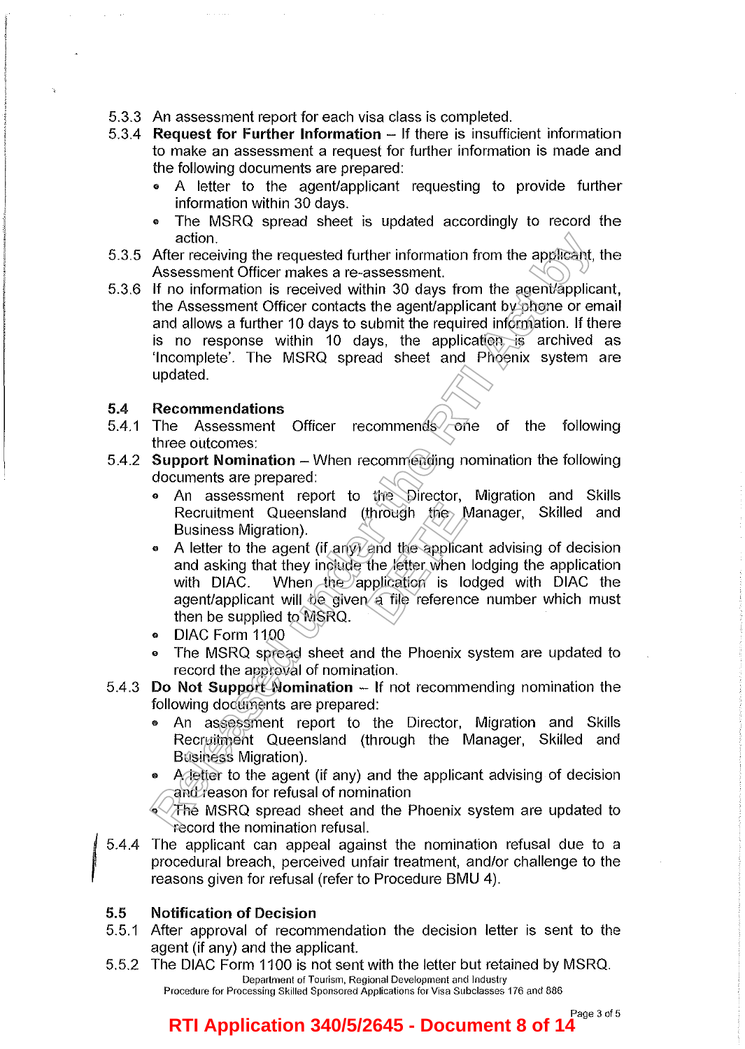5.3.3 An assessment report for each visa class is completed.

5.3.4 **Request for Further Information** – If there is insufficient information to make an assessment a request for further information is made and the following documents are prepared:

- A letter to the agent/applicant requesting to provide further information within 30 days.
- The MSRQ spread sheet is updated accordingly to record the action.

5.3.5 After receiving the requested further information from the applicant, the Assessment Officer makes a re-assessment.

5.3.6 If no information is received within 30 days from the agent/applicant, the Assessment Officer contacts the agent/applicant by phone or email and allows a further 10 days to submit the required information. If there is no response within 10 days, the application is archived as 'Incomplete'. The MSRQ spread sheet and Phoenix system are updated.

**5.4 Recommendations**

5.4.1 The Assessment Officer recommends one of the following three outcomes:

5.4.2 **Support Nomination** – When recommending nomination the following documents are prepared:

- An assessment report to the Director, Migration and Skills Recruitment Queensland (through the Manager, Skilled and Business Migration).
- A letter to the agent (if any) and the applicant advising of decision and asking that they include the letter when lodging the application with DIAC. When the application is lodged with DIAC the agent/applicant will be given a file reference number which must then be supplied to MSRQ.
- DIAC Form 1100
- The MSRQ spread sheet and the Phoenix system are updated to record the approval of nomination.

5.4.3 **Do Not Support Nomination** – If not recommending nomination the following documents are prepared:

- An assessment report to the Director, Migration and Skills Recruitment Queensland (through the Manager, Skilled and Business Migration).
- A letter to the agent (if any) and the applicant advising of decision and reason for refusal of nomination
- The MSRQ spread sheet and the Phoenix system are updated to record the nomination refusal.

5.4.4 The applicant can appeal against the nomination refusal due to a procedural breach, perceived unfair treatment, and/or challenge to the reasons given for refusal (refer to Procedure BMU 4).

**5.5 Notification of Decision**

5.5.1 After approval of recommendation the decision letter is sent to the agent (if any) and the applicant.

5.5.2 The DIAC Form 1100 is not sent with the letter but retained by MSRQ.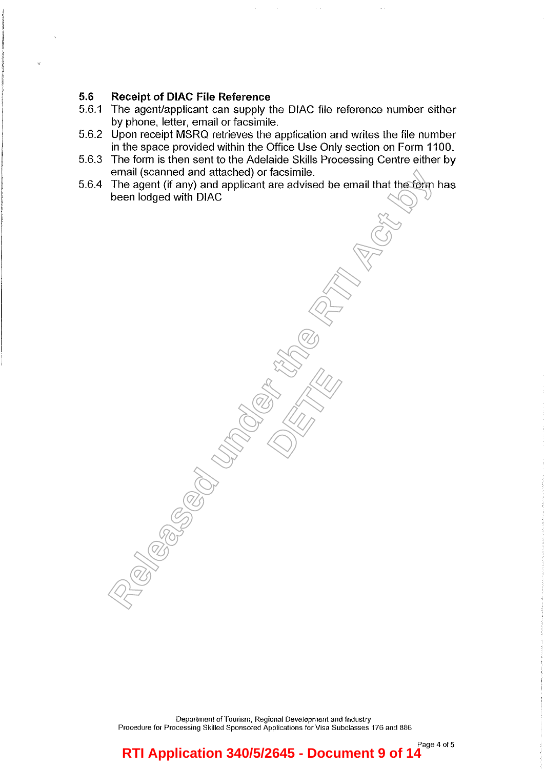### 5.6 Receipt of DIAC File Reference

5.6.1 The agent/applicant can supply the DIAC file reference number either by phone, letter, email or facsimile.

5.6.2 Upon receipt MSRQ retrieves the application and writes the file number in the space provided within the Office Use Only section on Form 1100.

5.6.3 The form is then sent to the Adelaide Skills Processing Centre either by email (scanned and attached) or facsimile.

5.6.4 The agent (if any) and applicant are advised be email that the form has been lodged with DIAC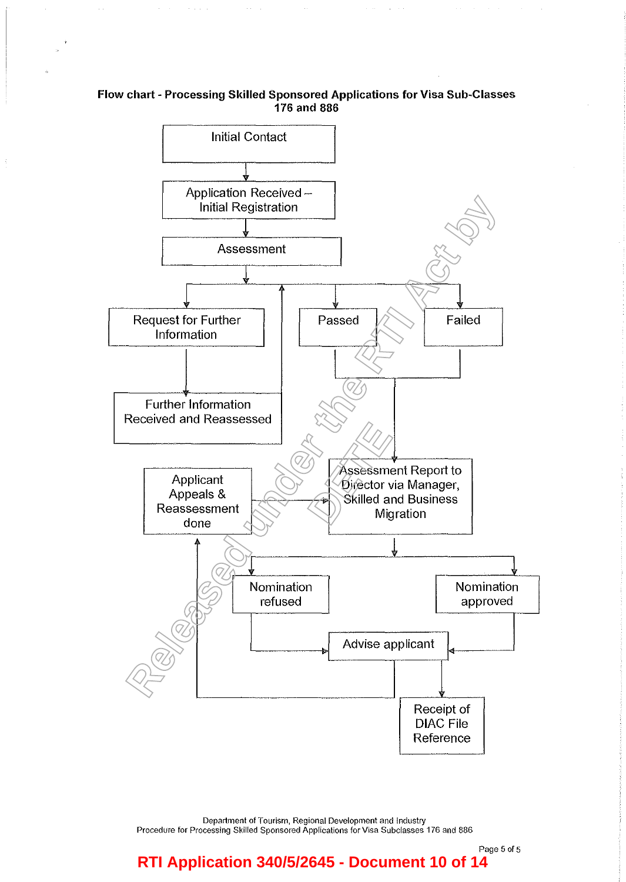**Flow chart - Processing Skilled Sponsored Applications for Visa Sub-Classes 176 and 886**

Initial Contact

Application Received – Initial Registration

Assessment

Request for Further Information

Passed

Failed

Further Information Received and Reassessed

Applicant Appeals & Reassessment done

Assessment Report to Director via Manager, Skilled and Business Migration

Nomination refused

Nomination approved

Advise applicant

Receipt of DIAC File Reference

Department of Tourism, Regional Development and Industry
Procedure for Processing Skilled Sponsored Applications for Visa Subclasses 176 and 886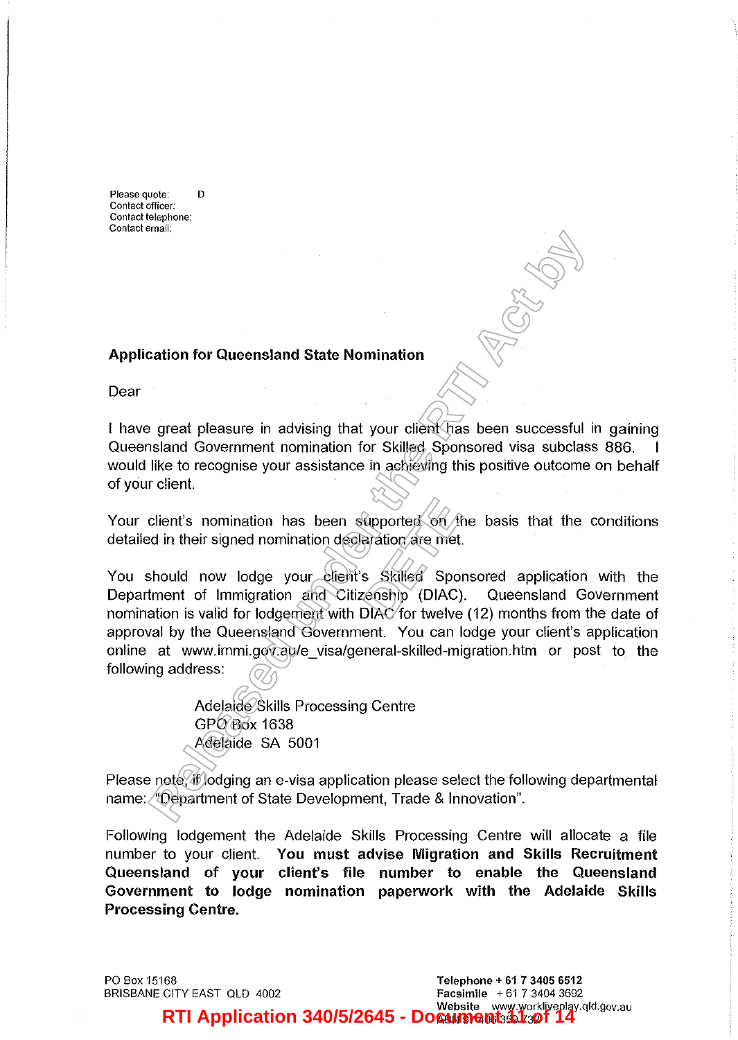Please quote: D
Contact officer:
Contact telephone:
Contact email:

**Application for Queensland State Nomination**

Dear

I have great pleasure in advising that your client has been successful in gaining Queensland Government nomination for Skilled Sponsored visa subclass 886. I would like to recognise your assistance in achieving this positive outcome on behalf of your client.

Your client's nomination has been supported on the basis that the conditions detailed in their signed nomination declaration are met.

You should now lodge your client's Skilled Sponsored application with the Department of Immigration and Citizenship (DIAC). Queensland Government nomination is valid for lodgement with DIAC for twelve (12) months from the date of approval by the Queensland Government. You can lodge your client's application online at www.immi.gov.au/e_visa/general-skilled-migration.htm or post to the following address:

> Adelaide Skills Processing Centre
> GPO Box 1638
> Adelaide SA 5001

Please note, if lodging an e-visa application please select the following departmental name: "Department of State Development, Trade & Innovation".

Following lodgement the Adelaide Skills Processing Centre will allocate a file number to your client. **You must advise Migration and Skills Recruitment Queensland of your client's file number to enable the Queensland Government to lodge nomination paperwork with the Adelaide Skills Processing Centre.**

PO Box 15168
BRISBANE CITY EAST QLD 4002

**Telephone** + 61 7 3405 6512
**Facsimile** + 61 7 3404 3692
**Website** www.workliveplay.qld.gov.au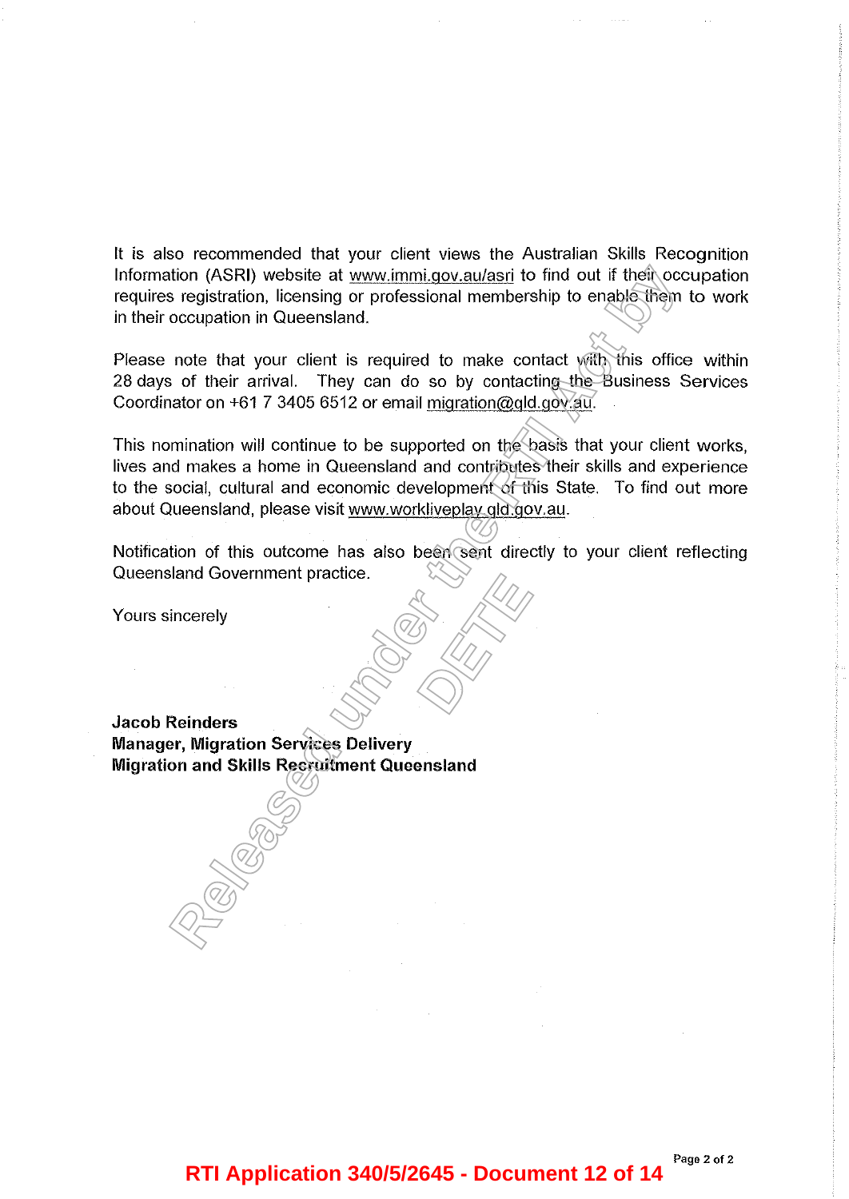It is also recommended that your client views the Australian Skills Recognition Information (ASRI) website at www.immi.gov.au/asri to find out if their occupation requires registration, licensing or professional membership to enable them to work in their occupation in Queensland.

Please note that your client is required to make contact with this office within 28 days of their arrival. They can do so by contacting the Business Services Coordinator on +61 7 3405 6512 or email migration@qld.gov.au.

This nomination will continue to be supported on the basis that your client works, lives and makes a home in Queensland and contributes their skills and experience to the social, cultural and economic development of this State. To find out more about Queensland, please visit www.workliveplay.qld.gov.au.

Notification of this outcome has also been sent directly to your client reflecting Queensland Government practice.

Yours sincerely

**Jacob Reinders**
**Manager, Migration Services Delivery**
**Migration and Skills Recruitment Queensland**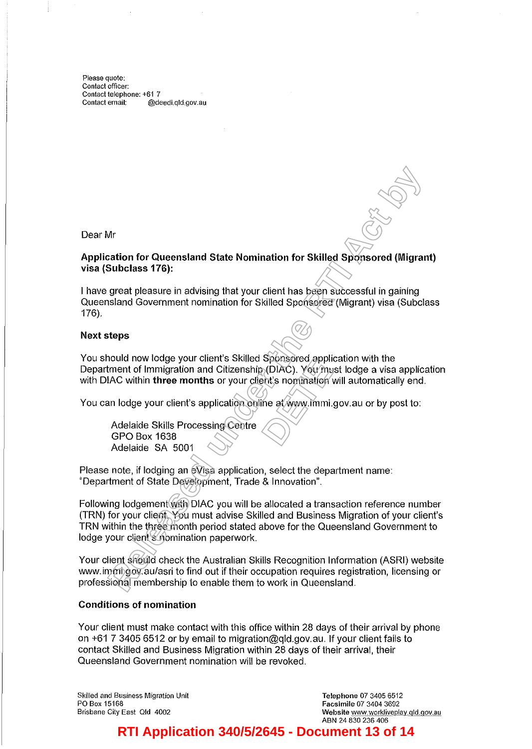Please quote:
Contact officer:
Contact telephone: +61 7
Contact email: @deedi.qld.gov.au

Dear Mr

**Application for Queensland State Nomination for Skilled Sponsored (Migrant) visa (Subclass 176):**

I have great pleasure in advising that your client has been successful in gaining Queensland Government nomination for Skilled Sponsored (Migrant) visa (Subclass 176).

**Next steps**

You should now lodge your client's Skilled Sponsored application with the Department of Immigration and Citizenship (DIAC). You must lodge a visa application with DIAC within **three months** or your client's nomination will automatically end.

You can lodge your client's application online at www.immi.gov.au or by post to:

Adelaide Skills Processing Centre
GPO Box 1638
Adelaide SA 5001

Please note, if lodging an eVisa application, select the department name: "Department of State Development, Trade & Innovation".

Following lodgement with DIAC you will be allocated a transaction reference number (TRN) for your client. You must advise Skilled and Business Migration of your client's TRN within the three month period stated above for the Queensland Government to lodge your client's nomination paperwork.

Your client should check the Australian Skills Recognition Information (ASRI) website www.immi.gov.au/asri to find out if their occupation requires registration, licensing or professional membership to enable them to work in Queensland.

**Conditions of nomination**

Your client must make contact with this office within 28 days of their arrival by phone on +61 7 3405 6512 or by email to migration@qld.gov.au. If your client fails to contact Skilled and Business Migration within 28 days of their arrival, their Queensland Government nomination will be revoked.

Skilled and Business Migration Unit
PO Box 15168
Brisbane City East Qld 4002

**Telephone** 07 3405 6512
**Facsimile** 07 3404 3692
**Website** www.worklivepIay.qld.gov.au
ABN 24 830 236 406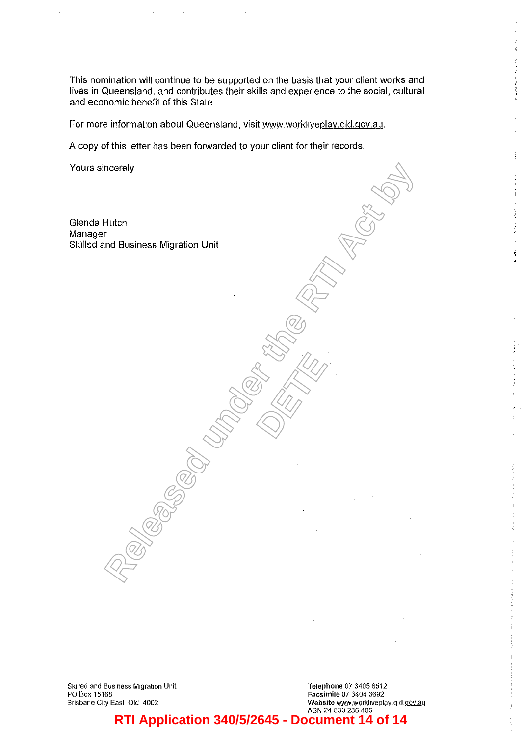This nomination will continue to be supported on the basis that your client works and lives in Queensland, and contributes their skills and experience to the social, cultural and economic benefit of this State.

For more information about Queensland, visit www.workliveplay.qld.gov.au.

A copy of this letter has been forwarded to your client for their records.

Yours sincerely

Glenda Hutch
Manager
Skilled and Business Migration Unit

Skilled and Business Migration Unit
PO Box 15168
Brisbane City East Qld 4002

**Telephone** 07 3405 6512
**Facsimile** 07 3404 3692
**Website** www.workliveplay.qld.gov.au
ABN 24 830 236 406